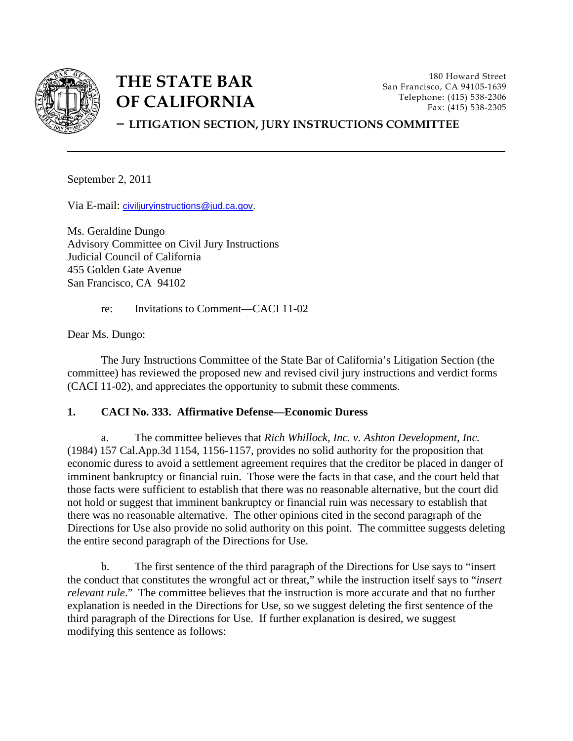# THE STATE BAR OF CALIFORNIA

180 Howard Street
San Francisco, CA 94105-1639
Telephone: (415) 538-2306
Fax: (415) 538-2305

**– LITIGATION SECTION, JURY INSTRUCTIONS COMMITTEE**

---

September 2, 2011

Via E-mail: civiljuryinstructions@jud.ca.gov.

Ms. Geraldine Dungo
Advisory Committee on Civil Jury Instructions
Judicial Council of California
455 Golden Gate Avenue
San Francisco, CA 94102

re: Invitations to Comment—CACI 11-02

Dear Ms. Dungo:

The Jury Instructions Committee of the State Bar of California's Litigation Section (the committee) has reviewed the proposed new and revised civil jury instructions and verdict forms (CACI 11-02), and appreciates the opportunity to submit these comments.

**1. CACI No. 333. Affirmative Defense—Economic Duress**

a. The committee believes that *Rich Whillock, Inc. v. Ashton Development, Inc.* (1984) 157 Cal.App.3d 1154, 1156-1157, provides no solid authority for the proposition that economic duress to avoid a settlement agreement requires that the creditor be placed in danger of imminent bankruptcy or financial ruin. Those were the facts in that case, and the court held that those facts were sufficient to establish that there was no reasonable alternative, but the court did not hold or suggest that imminent bankruptcy or financial ruin was necessary to establish that there was no reasonable alternative. The other opinions cited in the second paragraph of the Directions for Use also provide no solid authority on this point. The committee suggests deleting the entire second paragraph of the Directions for Use.

b. The first sentence of the third paragraph of the Directions for Use says to "insert the conduct that constitutes the wrongful act or threat," while the instruction itself says to "*insert relevant rule*." The committee believes that the instruction is more accurate and that no further explanation is needed in the Directions for Use, so we suggest deleting the first sentence of the third paragraph of the Directions for Use. If further explanation is desired, we suggest modifying this sentence as follows: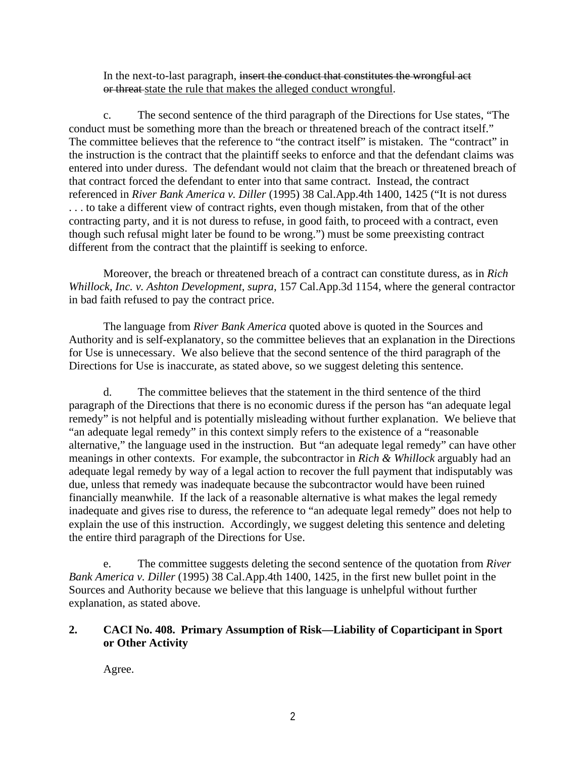In the next-to-last paragraph, ~~insert the conduct that constitutes the wrongful act or threat~~ <u>state the rule that makes the alleged conduct wrongful</u>.

c. The second sentence of the third paragraph of the Directions for Use states, "The conduct must be something more than the breach or threatened breach of the contract itself." The committee believes that the reference to "the contract itself" is mistaken. The "contract" in the instruction is the contract that the plaintiff seeks to enforce and that the defendant claims was entered into under duress. The defendant would not claim that the breach or threatened breach of that contract forced the defendant to enter into that same contract. Instead, the contract referenced in *River Bank America v. Diller* (1995) 38 Cal.App.4th 1400, 1425 ("It is not duress . . . to take a different view of contract rights, even though mistaken, from that of the other contracting party, and it is not duress to refuse, in good faith, to proceed with a contract, even though such refusal might later be found to be wrong.") must be some preexisting contract different from the contract that the plaintiff is seeking to enforce.

Moreover, the breach or threatened breach of a contract can constitute duress, as in *Rich Whillock, Inc. v. Ashton Development*, *supra*, 157 Cal.App.3d 1154, where the general contractor in bad faith refused to pay the contract price.

The language from *River Bank America* quoted above is quoted in the Sources and Authority and is self-explanatory, so the committee believes that an explanation in the Directions for Use is unnecessary. We also believe that the second sentence of the third paragraph of the Directions for Use is inaccurate, as stated above, so we suggest deleting this sentence.

d. The committee believes that the statement in the third sentence of the third paragraph of the Directions that there is no economic duress if the person has "an adequate legal remedy" is not helpful and is potentially misleading without further explanation. We believe that "an adequate legal remedy" in this context simply refers to the existence of a "reasonable alternative," the language used in the instruction. But "an adequate legal remedy" can have other meanings in other contexts. For example, the subcontractor in *Rich & Whillock* arguably had an adequate legal remedy by way of a legal action to recover the full payment that indisputably was due, unless that remedy was inadequate because the subcontractor would have been ruined financially meanwhile. If the lack of a reasonable alternative is what makes the legal remedy inadequate and gives rise to duress, the reference to "an adequate legal remedy" does not help to explain the use of this instruction. Accordingly, we suggest deleting this sentence and deleting the entire third paragraph of the Directions for Use.

e. The committee suggests deleting the second sentence of the quotation from *River Bank America v. Diller* (1995) 38 Cal.App.4th 1400, 1425, in the first new bullet point in the Sources and Authority because we believe that this language is unhelpful without further explanation, as stated above.

## 2. CACI No. 408. Primary Assumption of Risk—Liability of Coparticipant in Sport or Other Activity

Agree.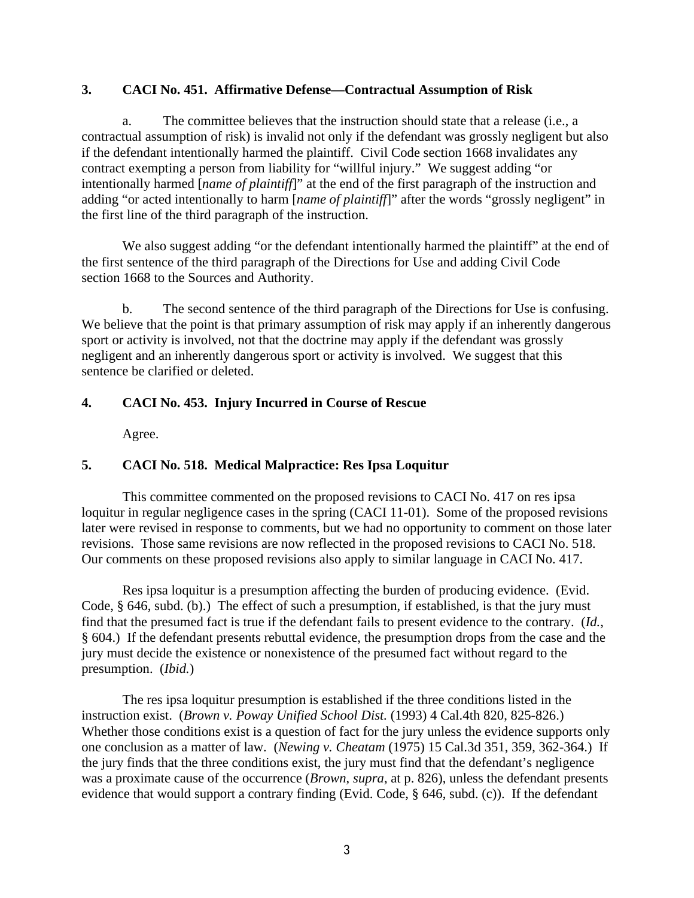### 3. CACI No. 451. Affirmative Defense—Contractual Assumption of Risk

a. The committee believes that the instruction should state that a release (i.e., a contractual assumption of risk) is invalid not only if the defendant was grossly negligent but also if the defendant intentionally harmed the plaintiff. Civil Code section 1668 invalidates any contract exempting a person from liability for "willful injury." We suggest adding "or intentionally harmed [*name of plaintiff*]" at the end of the first paragraph of the instruction and adding "or acted intentionally to harm [*name of plaintiff*]" after the words "grossly negligent" in the first line of the third paragraph of the instruction.

We also suggest adding "or the defendant intentionally harmed the plaintiff" at the end of the first sentence of the third paragraph of the Directions for Use and adding Civil Code section 1668 to the Sources and Authority.

b. The second sentence of the third paragraph of the Directions for Use is confusing. We believe that the point is that primary assumption of risk may apply if an inherently dangerous sport or activity is involved, not that the doctrine may apply if the defendant was grossly negligent and an inherently dangerous sport or activity is involved. We suggest that this sentence be clarified or deleted.

### 4. CACI No. 453. Injury Incurred in Course of Rescue

Agree.

### 5. CACI No. 518. Medical Malpractice: Res Ipsa Loquitur

This committee commented on the proposed revisions to CACI No. 417 on res ipsa loquitur in regular negligence cases in the spring (CACI 11-01). Some of the proposed revisions later were revised in response to comments, but we had no opportunity to comment on those later revisions. Those same revisions are now reflected in the proposed revisions to CACI No. 518. Our comments on these proposed revisions also apply to similar language in CACI No. 417.

Res ipsa loquitur is a presumption affecting the burden of producing evidence. (Evid. Code, § 646, subd. (b).) The effect of such a presumption, if established, is that the jury must find that the presumed fact is true if the defendant fails to present evidence to the contrary. (*Id.*, § 604.) If the defendant presents rebuttal evidence, the presumption drops from the case and the jury must decide the existence or nonexistence of the presumed fact without regard to the presumption. (*Ibid.*)

The res ipsa loquitur presumption is established if the three conditions listed in the instruction exist. (*Brown v. Poway Unified School Dist.* (1993) 4 Cal.4th 820, 825-826.) Whether those conditions exist is a question of fact for the jury unless the evidence supports only one conclusion as a matter of law. (*Newing v. Cheatam* (1975) 15 Cal.3d 351, 359, 362-364.) If the jury finds that the three conditions exist, the jury must find that the defendant's negligence was a proximate cause of the occurrence (*Brown*, *supra*, at p. 826), unless the defendant presents evidence that would support a contrary finding (Evid. Code, § 646, subd. (c)). If the defendant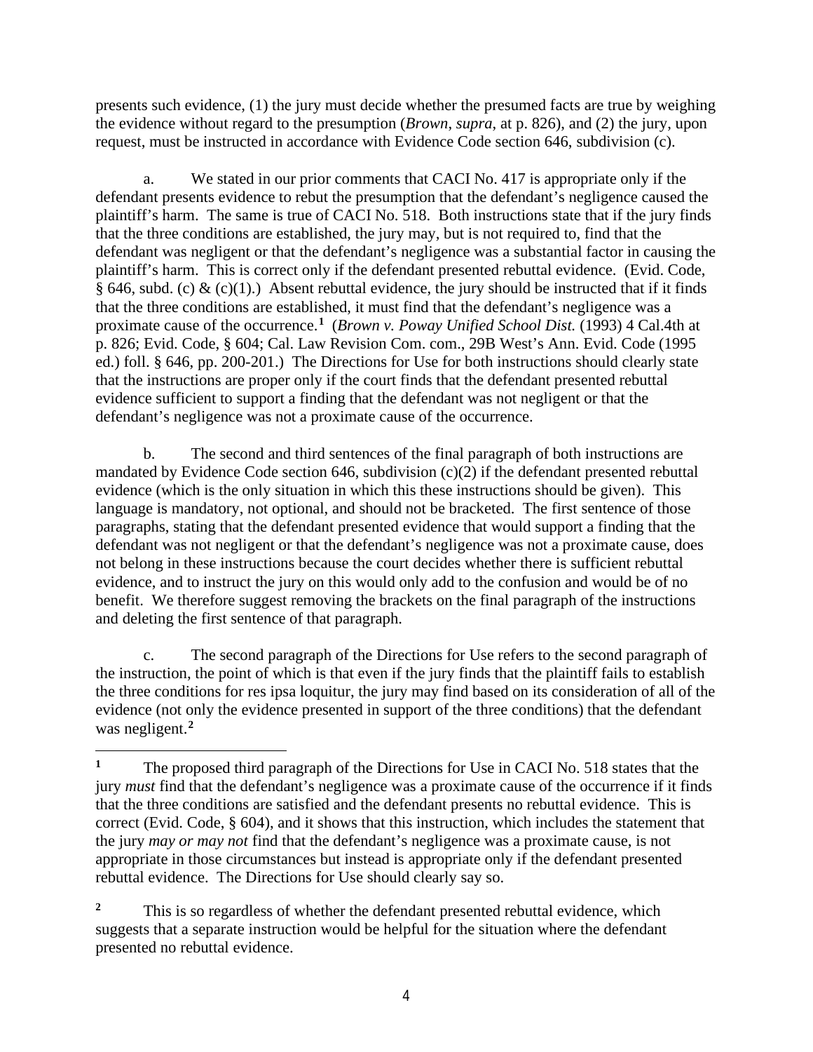presents such evidence, (1) the jury must decide whether the presumed facts are true by weighing the evidence without regard to the presumption (*Brown*, *supra*, at p. 826), and (2) the jury, upon request, must be instructed in accordance with Evidence Code section 646, subdivision (c).

a. We stated in our prior comments that CACI No. 417 is appropriate only if the defendant presents evidence to rebut the presumption that the defendant's negligence caused the plaintiff's harm. The same is true of CACI No. 518. Both instructions state that if the jury finds that the three conditions are established, the jury may, but is not required to, find that the defendant was negligent or that the defendant's negligence was a substantial factor in causing the plaintiff's harm. This is correct only if the defendant presented rebuttal evidence. (Evid. Code, § 646, subd. (c) & (c)(1).) Absent rebuttal evidence, the jury should be instructed that if it finds that the three conditions are established, it must find that the defendant's negligence was a proximate cause of the occurrence.[1] (*Brown v. Poway Unified School Dist.* (1993) 4 Cal.4th at p. 826; Evid. Code, § 604; Cal. Law Revision Com. com., 29B West's Ann. Evid. Code (1995 ed.) foll. § 646, pp. 200-201.) The Directions for Use for both instructions should clearly state that the instructions are proper only if the court finds that the defendant presented rebuttal evidence sufficient to support a finding that the defendant was not negligent or that the defendant's negligence was not a proximate cause of the occurrence.

b. The second and third sentences of the final paragraph of both instructions are mandated by Evidence Code section 646, subdivision (c)(2) if the defendant presented rebuttal evidence (which is the only situation in which this these instructions should be given). This language is mandatory, not optional, and should not be bracketed. The first sentence of those paragraphs, stating that the defendant presented evidence that would support a finding that the defendant was not negligent or that the defendant's negligence was not a proximate cause, does not belong in these instructions because the court decides whether there is sufficient rebuttal evidence, and to instruct the jury on this would only add to the confusion and would be of no benefit. We therefore suggest removing the brackets on the final paragraph of the instructions and deleting the first sentence of that paragraph.

c. The second paragraph of the Directions for Use refers to the second paragraph of the instruction, the point of which is that even if the jury finds that the plaintiff fails to establish the three conditions for res ipsa loquitur, the jury may find based on its consideration of all of the evidence (not only the evidence presented in support of the three conditions) that the defendant was negligent.[2]

---

[1] The proposed third paragraph of the Directions for Use in CACI No. 518 states that the jury *must* find that the defendant's negligence was a proximate cause of the occurrence if it finds that the three conditions are satisfied and the defendant presents no rebuttal evidence. This is correct (Evid. Code, § 604), and it shows that this instruction, which includes the statement that the jury *may or may not* find that the defendant's negligence was a proximate cause, is not appropriate in those circumstances but instead is appropriate only if the defendant presented rebuttal evidence. The Directions for Use should clearly say so.

[2] This is so regardless of whether the defendant presented rebuttal evidence, which suggests that a separate instruction would be helpful for the situation where the defendant presented no rebuttal evidence.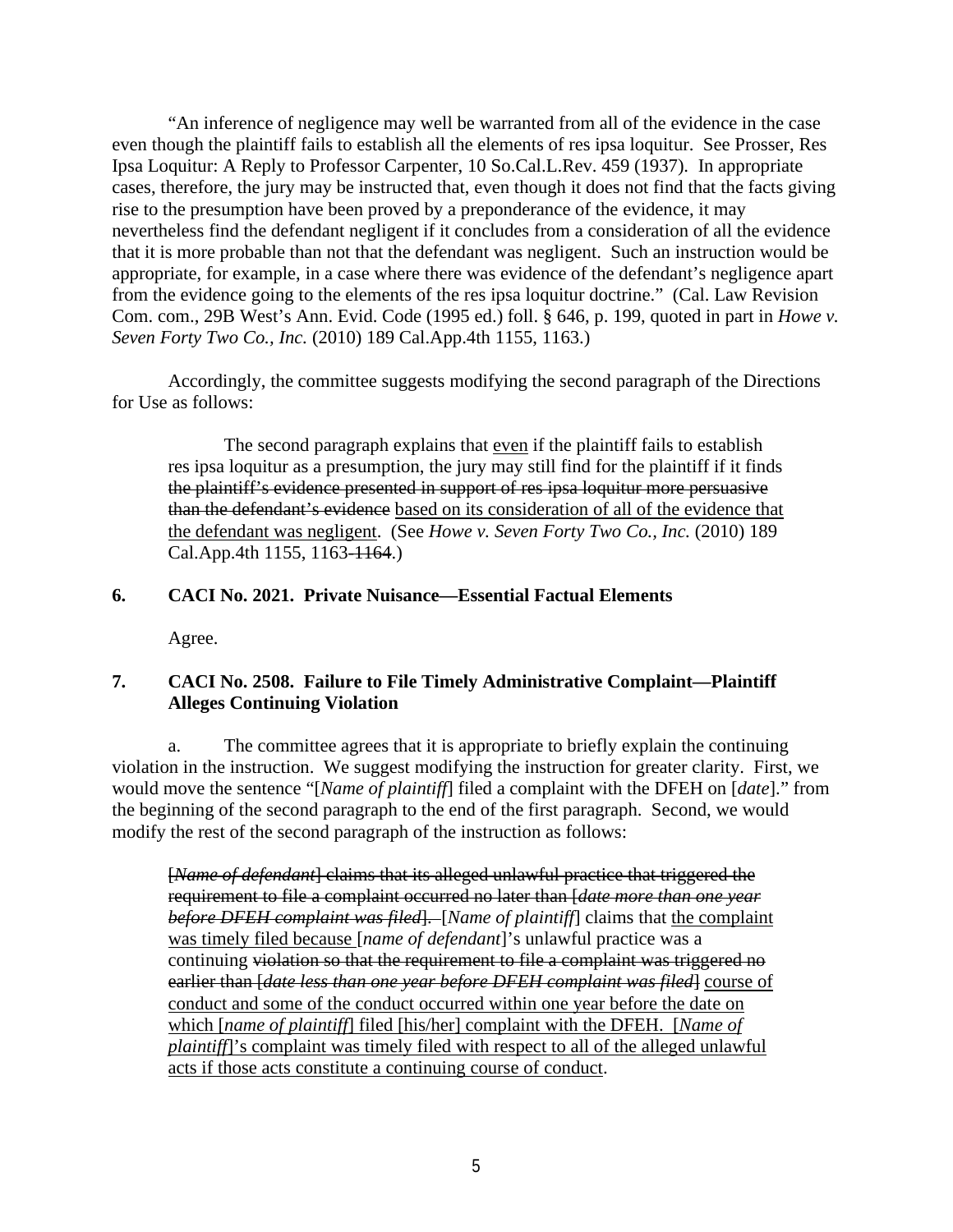"An inference of negligence may well be warranted from all of the evidence in the case even though the plaintiff fails to establish all the elements of res ipsa loquitur. See Prosser, Res Ipsa Loquitur: A Reply to Professor Carpenter, 10 So.Cal.L.Rev. 459 (1937). In appropriate cases, therefore, the jury may be instructed that, even though it does not find that the facts giving rise to the presumption have been proved by a preponderance of the evidence, it may nevertheless find the defendant negligent if it concludes from a consideration of all the evidence that it is more probable than not that the defendant was negligent. Such an instruction would be appropriate, for example, in a case where there was evidence of the defendant's negligence apart from the evidence going to the elements of the res ipsa loquitur doctrine." (Cal. Law Revision Com. com., 29B West's Ann. Evid. Code (1995 ed.) foll. § 646, p. 199, quoted in part in *Howe v. Seven Forty Two Co., Inc.* (2010) 189 Cal.App.4th 1155, 1163.)

Accordingly, the committee suggests modifying the second paragraph of the Directions for Use as follows:

> The second paragraph explains that <u>even</u> if the plaintiff fails to establish res ipsa loquitur as a presumption, the jury may still find for the plaintiff if it finds ~~the plaintiff's evidence presented in support of res ipsa loquitur more persuasive than the defendant's evidence~~ <u>based on its consideration of all of the evidence that the defendant was negligent</u>. (See *Howe v. Seven Forty Two Co., Inc.* (2010) 189 Cal.App.4th 1155, 1163~~-1164~~.)

### 6. CACI No. 2021. Private Nuisance—Essential Factual Elements

Agree.

### 7. CACI No. 2508. Failure to File Timely Administrative Complaint—Plaintiff Alleges Continuing Violation

a. The committee agrees that it is appropriate to briefly explain the continuing violation in the instruction. We suggest modifying the instruction for greater clarity. First, we would move the sentence "[*Name of plaintiff*] filed a complaint with the DFEH on [*date*]." from the beginning of the second paragraph to the end of the first paragraph. Second, we would modify the rest of the second paragraph of the instruction as follows:

> ~~[*Name of defendant*] claims that its alleged unlawful practice that triggered the requirement to file a complaint occurred no later than [*date more than one year before DFEH complaint was filed*].~~ [*Name of plaintiff*] claims that <u>the complaint was timely filed because</u> [*name of defendant*]'s unlawful practice was a continuing ~~violation so that the requirement to file a complaint was triggered no earlier than [*date less than one year before DFEH complaint was filed*]~~ <u>course of conduct and some of the conduct occurred within one year before the date on which [*name of plaintiff*] filed [his/her] complaint with the DFEH. [*Name of plaintiff*]'s complaint was timely filed with respect to all of the alleged unlawful acts if those acts constitute a continuing course of conduct</u>.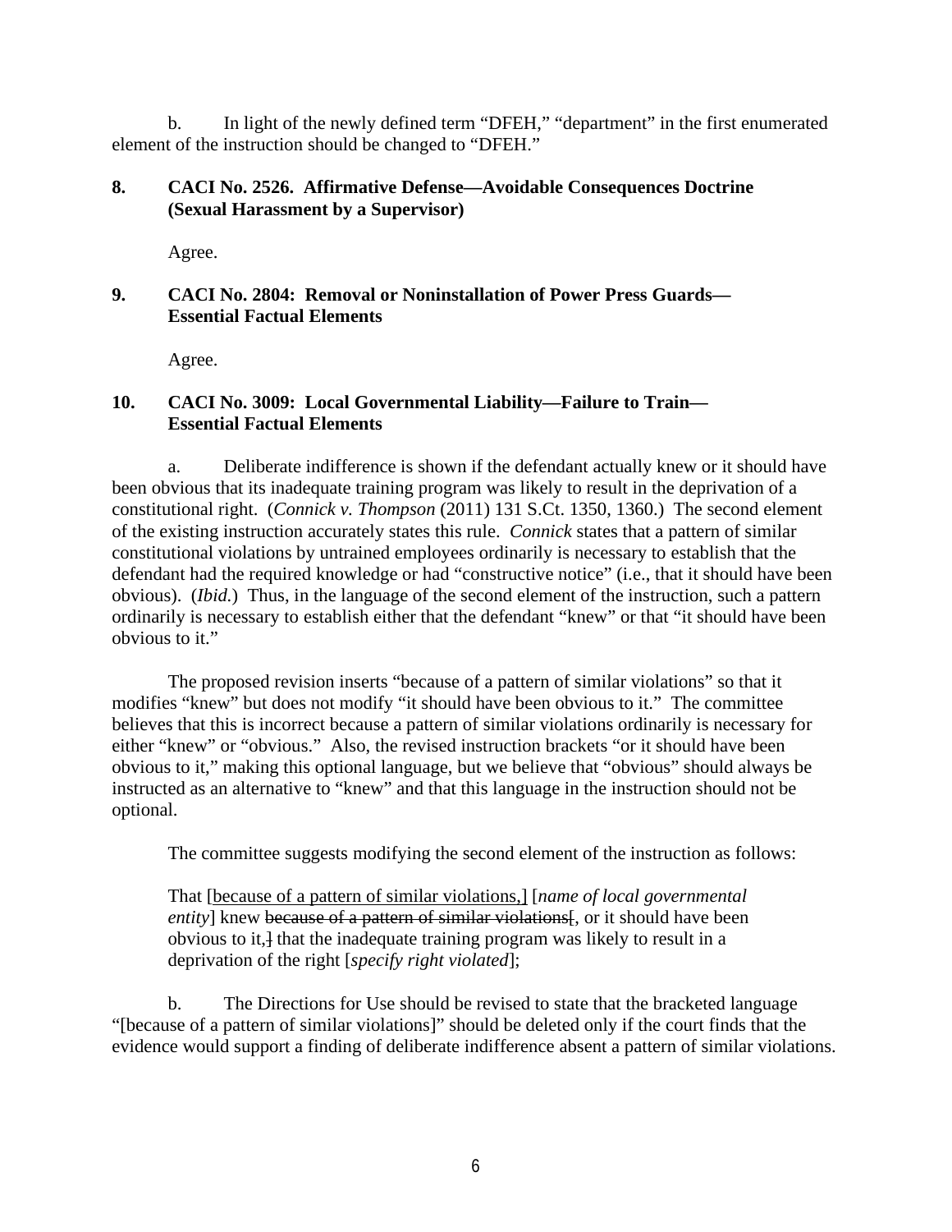b. In light of the newly defined term “DFEH,” “department” in the first enumerated element of the instruction should be changed to “DFEH.”

**8. CACI No. 2526. Affirmative Defense—Avoidable Consequences Doctrine (Sexual Harassment by a Supervisor)**

Agree.

**9. CACI No. 2804: Removal or Noninstallation of Power Press Guards—Essential Factual Elements**

Agree.

**10. CACI No. 3009: Local Governmental Liability—Failure to Train—Essential Factual Elements**

a. Deliberate indifference is shown if the defendant actually knew or it should have been obvious that its inadequate training program was likely to result in the deprivation of a constitutional right. (*Connick v. Thompson* (2011) 131 S.Ct. 1350, 1360.) The second element of the existing instruction accurately states this rule. *Connick* states that a pattern of similar constitutional violations by untrained employees ordinarily is necessary to establish that the defendant had the required knowledge or had “constructive notice” (i.e., that it should have been obvious). (*Ibid.*) Thus, in the language of the second element of the instruction, such a pattern ordinarily is necessary to establish either that the defendant “knew” or that “it should have been obvious to it.”

The proposed revision inserts “because of a pattern of similar violations” so that it modifies “knew” but does not modify “it should have been obvious to it.” The committee believes that this is incorrect because a pattern of similar violations ordinarily is necessary for either “knew” or “obvious.” Also, the revised instruction brackets “or it should have been obvious to it,” making this optional language, but we believe that “obvious” should always be instructed as an alternative to “knew” and that this language in the instruction should not be optional.

The committee suggests modifying the second element of the instruction as follows:

That [<u>because of a pattern of similar violations,</u>] [*name of local governmental entity*] knew ~~because of a pattern of similar violations[~~, or it should have been obvious to it,~~]~~ that the inadequate training program was likely to result in a deprivation of the right [*specify right violated*];

b. The Directions for Use should be revised to state that the bracketed language “[because of a pattern of similar violations]” should be deleted only if the court finds that the evidence would support a finding of deliberate indifference absent a pattern of similar violations.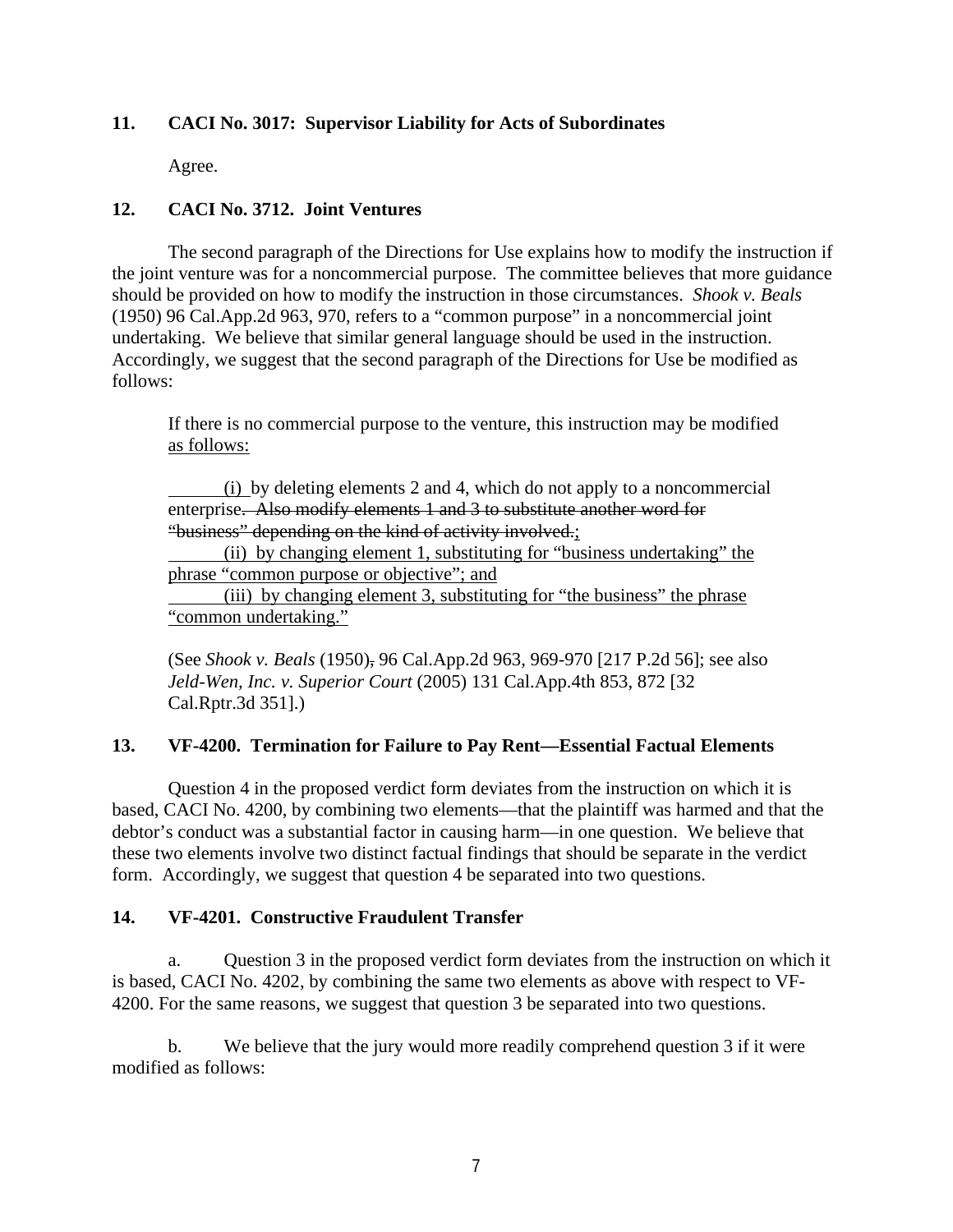**11. CACI No. 3017: Supervisor Liability for Acts of Subordinates**

Agree.

**12. CACI No. 3712. Joint Ventures**

The second paragraph of the Directions for Use explains how to modify the instruction if the joint venture was for a noncommercial purpose. The committee believes that more guidance should be provided on how to modify the instruction in those circumstances. *Shook v. Beals* (1950) 96 Cal.App.2d 963, 970, refers to a "common purpose" in a noncommercial joint undertaking. We believe that similar general language should be used in the instruction. Accordingly, we suggest that the second paragraph of the Directions for Use be modified as follows:

> If there is no commercial purpose to the venture, this instruction may be modified <u>as follows:</u>
>
> <u>(i)</u> by deleting elements 2 and 4, which do not apply to a noncommercial enterprise~~. Also modify elements 1 and 3 to substitute another word for "business" depending on the kind of activity involved.~~<u>;</u>
> <u>(ii) by changing element 1, substituting for "business undertaking" the phrase "common purpose or objective"; and</u>
> <u>(iii) by changing element 3, substituting for "the business" the phrase "common undertaking."</u>
>
> (See *Shook v. Beals* (1950)~~,~~ 96 Cal.App.2d 963, 969-970 [217 P.2d 56]; see also *Jeld-Wen, Inc. v. Superior Court* (2005) 131 Cal.App.4th 853, 872 [32 Cal.Rptr.3d 351].)

**13. VF-4200. Termination for Failure to Pay Rent—Essential Factual Elements**

Question 4 in the proposed verdict form deviates from the instruction on which it is based, CACI No. 4200, by combining two elements—that the plaintiff was harmed and that the debtor's conduct was a substantial factor in causing harm—in one question. We believe that these two elements involve two distinct factual findings that should be separate in the verdict form. Accordingly, we suggest that question 4 be separated into two questions.

**14. VF-4201. Constructive Fraudulent Transfer**

a. Question 3 in the proposed verdict form deviates from the instruction on which it is based, CACI No. 4202, by combining the same two elements as above with respect to VF-4200. For the same reasons, we suggest that question 3 be separated into two questions.

b. We believe that the jury would more readily comprehend question 3 if it were modified as follows: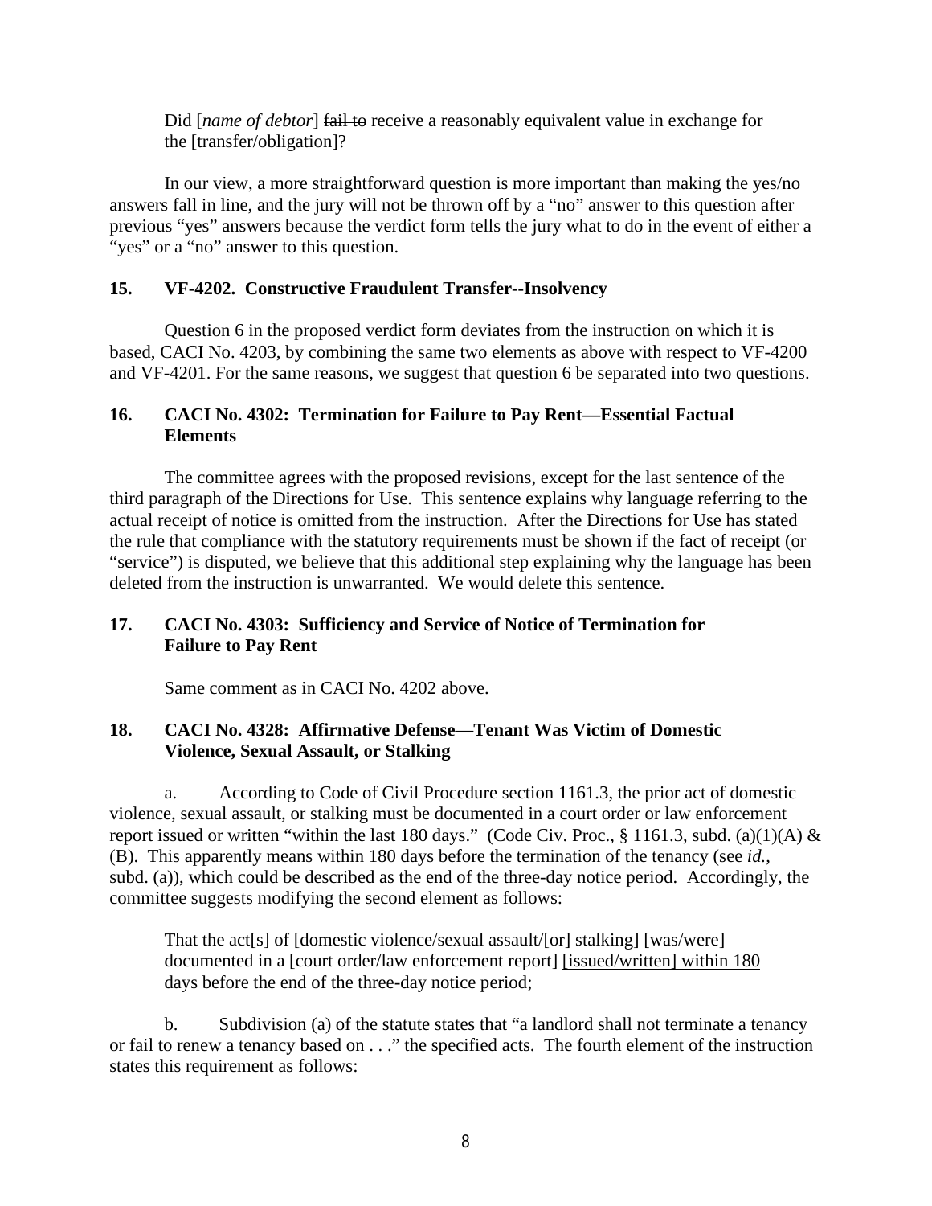Did [*name of debtor*] ~~fail to~~ receive a reasonably equivalent value in exchange for the [transfer/obligation]?

In our view, a more straightforward question is more important than making the yes/no answers fall in line, and the jury will not be thrown off by a "no" answer to this question after previous "yes" answers because the verdict form tells the jury what to do in the event of either a "yes" or a "no" answer to this question.

### 15. VF-4202. Constructive Fraudulent Transfer--Insolvency

Question 6 in the proposed verdict form deviates from the instruction on which it is based, CACI No. 4203, by combining the same two elements as above with respect to VF-4200 and VF-4201. For the same reasons, we suggest that question 6 be separated into two questions.

### 16. CACI No. 4302: Termination for Failure to Pay Rent—Essential Factual Elements

The committee agrees with the proposed revisions, except for the last sentence of the third paragraph of the Directions for Use. This sentence explains why language referring to the actual receipt of notice is omitted from the instruction. After the Directions for Use has stated the rule that compliance with the statutory requirements must be shown if the fact of receipt (or "service") is disputed, we believe that this additional step explaining why the language has been deleted from the instruction is unwarranted. We would delete this sentence.

### 17. CACI No. 4303: Sufficiency and Service of Notice of Termination for Failure to Pay Rent

Same comment as in CACI No. 4202 above.

### 18. CACI No. 4328: Affirmative Defense—Tenant Was Victim of Domestic Violence, Sexual Assault, or Stalking

a. According to Code of Civil Procedure section 1161.3, the prior act of domestic violence, sexual assault, or stalking must be documented in a court order or law enforcement report issued or written "within the last 180 days." (Code Civ. Proc., § 1161.3, subd. (a)(1)(A) & (B). This apparently means within 180 days before the termination of the tenancy (see *id.*, subd. (a)), which could be described as the end of the three-day notice period. Accordingly, the committee suggests modifying the second element as follows:

That the act[s] of [domestic violence/sexual assault/[or] stalking] [was/were] documented in a [court order/law enforcement report] <u>[issued/written] within 180 days before the end of the three-day notice period</u>;

b. Subdivision (a) of the statute states that "a landlord shall not terminate a tenancy or fail to renew a tenancy based on . . ." the specified acts. The fourth element of the instruction states this requirement as follows: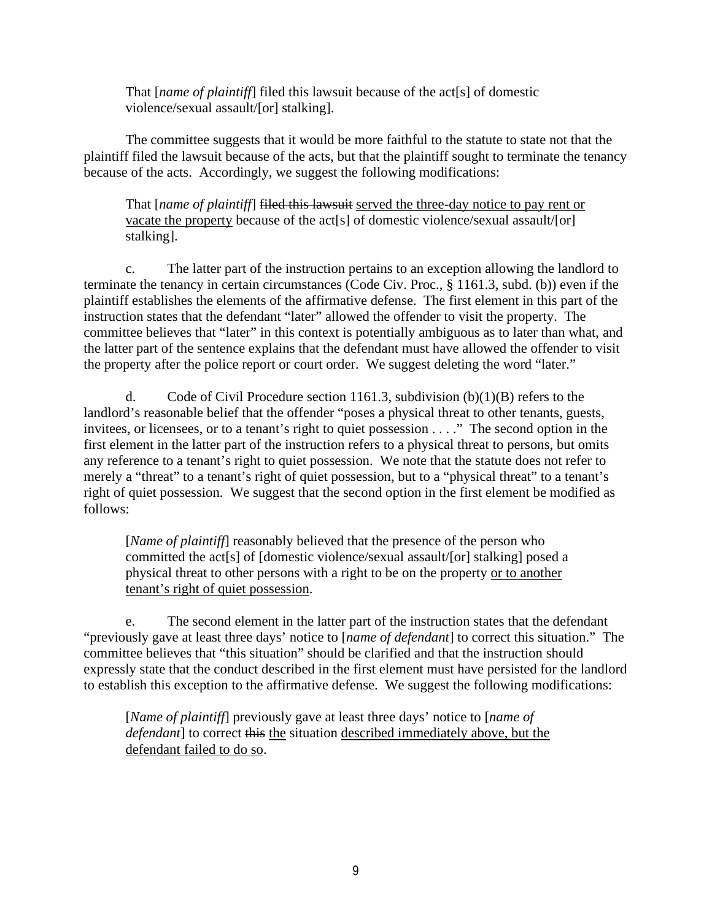That [*name of plaintiff*] filed this lawsuit because of the act[s] of domestic violence/sexual assault/[or] stalking].

The committee suggests that it would be more faithful to the statute to state not that the plaintiff filed the lawsuit because of the acts, but that the plaintiff sought to terminate the tenancy because of the acts. Accordingly, we suggest the following modifications:

That [*name of plaintiff*] ~~filed this lawsuit~~ <u>served the three-day notice to pay rent or vacate the property</u> because of the act[s] of domestic violence/sexual assault/[or] stalking].

c. The latter part of the instruction pertains to an exception allowing the landlord to terminate the tenancy in certain circumstances (Code Civ. Proc., § 1161.3, subd. (b)) even if the plaintiff establishes the elements of the affirmative defense. The first element in this part of the instruction states that the defendant "later" allowed the offender to visit the property. The committee believes that "later" in this context is potentially ambiguous as to later than what, and the latter part of the sentence explains that the defendant must have allowed the offender to visit the property after the police report or court order. We suggest deleting the word "later."

d. Code of Civil Procedure section 1161.3, subdivision (b)(1)(B) refers to the landlord's reasonable belief that the offender "poses a physical threat to other tenants, guests, invitees, or licensees, or to a tenant's right to quiet possession . . . ." The second option in the first element in the latter part of the instruction refers to a physical threat to persons, but omits any reference to a tenant's right to quiet possession. We note that the statute does not refer to merely a "threat" to a tenant's right of quiet possession, but to a "physical threat" to a tenant's right of quiet possession. We suggest that the second option in the first element be modified as follows:

[*Name of plaintiff*] reasonably believed that the presence of the person who committed the act[s] of [domestic violence/sexual assault/[or] stalking] posed a physical threat to other persons with a right to be on the property <u>or to another tenant's right of quiet possession</u>.

e. The second element in the latter part of the instruction states that the defendant "previously gave at least three days' notice to [*name of defendant*] to correct this situation." The committee believes that "this situation" should be clarified and that the instruction should expressly state that the conduct described in the first element must have persisted for the landlord to establish this exception to the affirmative defense. We suggest the following modifications:

[*Name of plaintiff*] previously gave at least three days' notice to [*name of defendant*] to correct ~~this~~ <u>the</u> situation <u>described immediately above, but the defendant failed to do so</u>.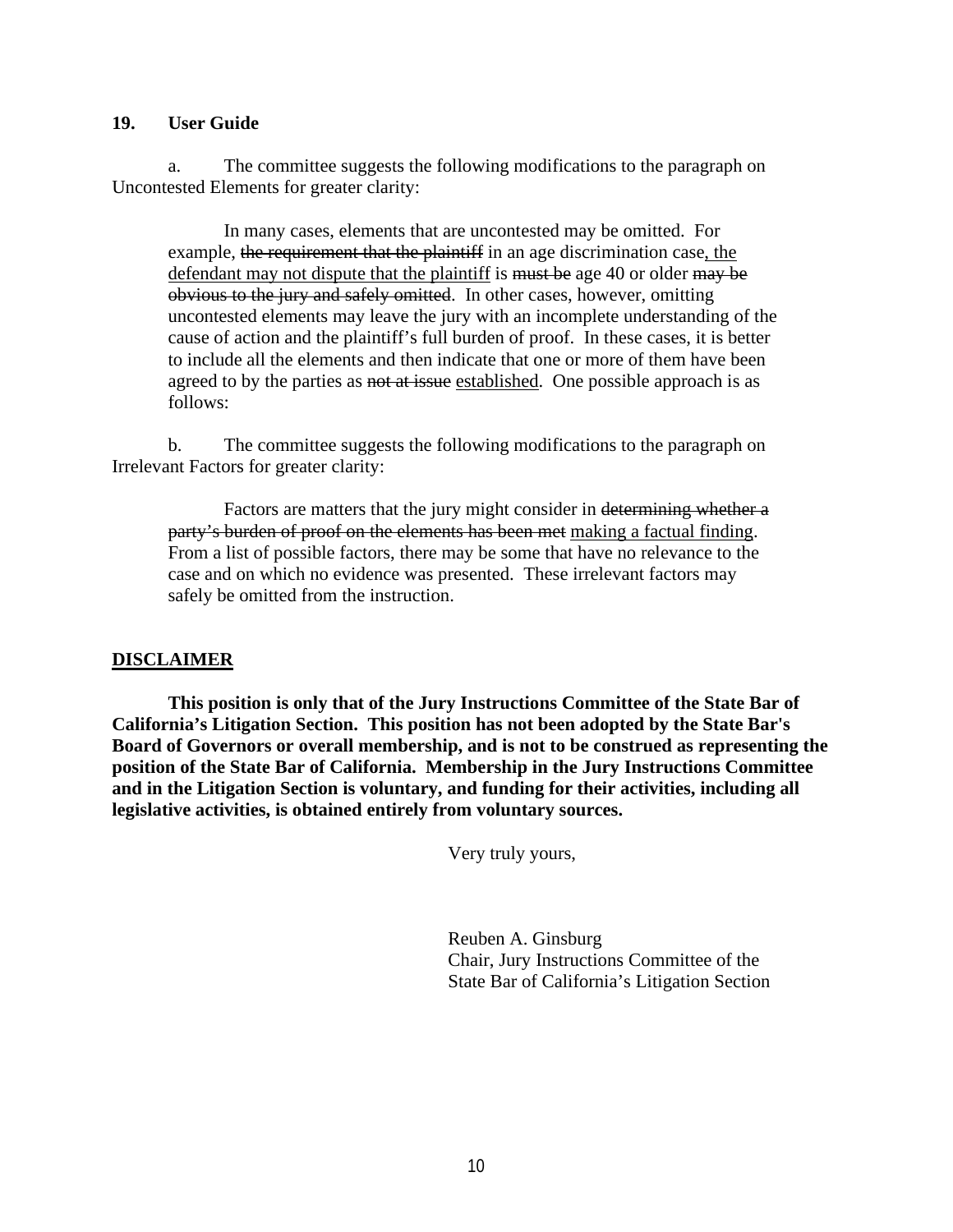**19. User Guide**

a. The committee suggests the following modifications to the paragraph on Uncontested Elements for greater clarity:

> In many cases, elements that are uncontested may be omitted. For example, ~~the requirement that the plaintiff~~ in an age discrimination case<u>, the defendant may not dispute that the plaintiff</u> is ~~must be~~ age 40 or older ~~may be obvious to the jury and safely omitted~~. In other cases, however, omitting uncontested elements may leave the jury with an incomplete understanding of the cause of action and the plaintiff's full burden of proof. In these cases, it is better to include all the elements and then indicate that one or more of them have been agreed to by the parties as ~~not at issue~~ <u>established</u>. One possible approach is as follows:

b. The committee suggests the following modifications to the paragraph on Irrelevant Factors for greater clarity:

> Factors are matters that the jury might consider in ~~determining whether a party's burden of proof on the elements has been met~~ <u>making a factual finding</u>. From a list of possible factors, there may be some that have no relevance to the case and on which no evidence was presented. These irrelevant factors may safely be omitted from the instruction.

**<u>DISCLAIMER</u>**

**This position is only that of the Jury Instructions Committee of the State Bar of California's Litigation Section. This position has not been adopted by the State Bar's Board of Governors or overall membership, and is not to be construed as representing the position of the State Bar of California. Membership in the Jury Instructions Committee and in the Litigation Section is voluntary, and funding for their activities, including all legislative activities, is obtained entirely from voluntary sources.**

Very truly yours,

Reuben A. Ginsburg
Chair, Jury Instructions Committee of the
State Bar of California's Litigation Section